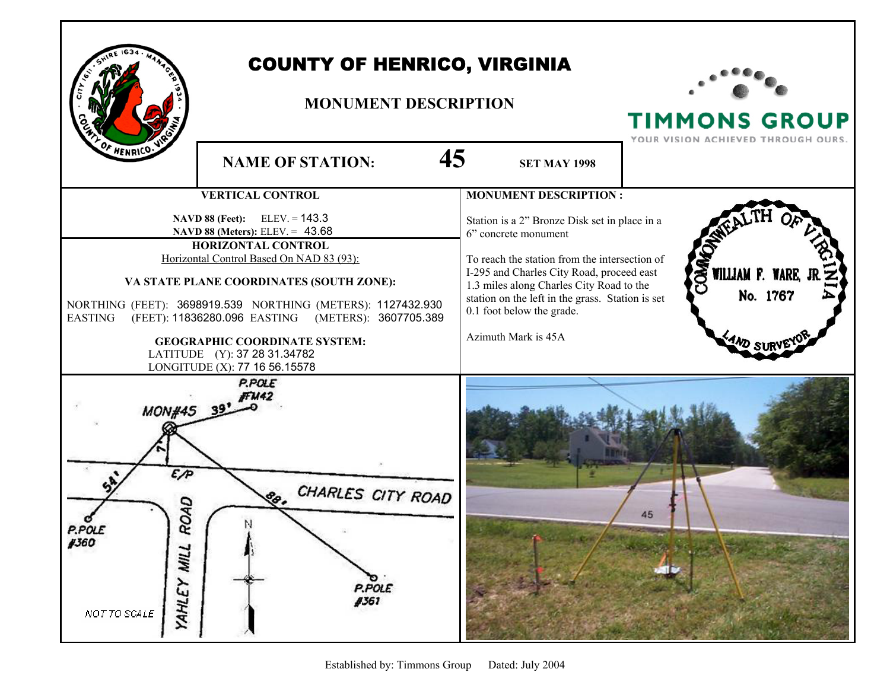# COUNTY OF HENRICO, VIRGINIA

## MONUMENT DESCRIPTION

TIMMONS GROUP
YOUR VISION ACHIEVED THROUGH OURS.

**NAME OF STATION:** **45** **SET MAY 1998**

### VERTICAL CONTROL

**NAVD 88 (Feet):** ELEV. = 143.3
**NAVD 88 (Meters):** ELEV. = 43.68

### HORIZONTAL CONTROL

Horizontal Control Based On NAD 83 (93):

**VA STATE PLANE COORDINATES (SOUTH ZONE):**

NORTHING (FEET): 3698919.539 NORTHING (METERS): 1127432.930
EASTING (FEET): 11836280.096 EASTING (METERS): 3607705.389

**GEOGRAPHIC COORDINATE SYSTEM:**

LATITUDE (Y): 37 28 31.34782
LONGITUDE (X): 77 16 56.15578

### MONUMENT DESCRIPTION :

Station is a 2" Bronze Disk set in place in a 6" concrete monument

To reach the station from the intersection of I-295 and Charles City Road, proceed east 1.3 miles along Charles City Road to the station on the left in the grass. Station is set 0.1 foot below the grade.

Azimuth Mark is 45A

COMMONWEALTH OF VIRGINIA
WILLIAM F. WARE, JR.
No. 1767
LAND SURVEYOR

P.POLE #FM42
MON#45
39'
7'
E/P
54'
88'
CHARLES CITY ROAD
P.POLE #360
YAHLEY MILL ROAD
N
P.POLE #361
NOT TO SCALE

Established by: Timmons Group Dated: July 2004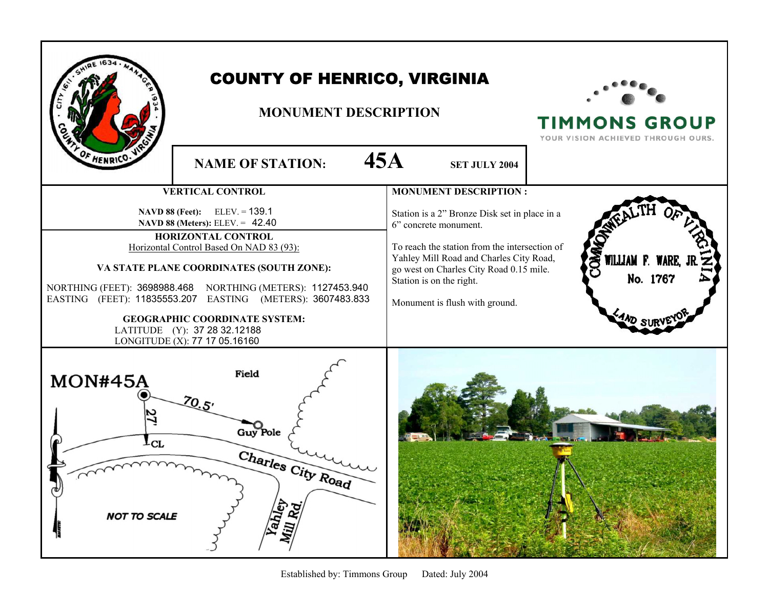# COUNTY OF HENRICO, VIRGINIA

## MONUMENT DESCRIPTION

TIMMONS GROUP
YOUR VISION ACHIEVED THROUGH OURS.

**NAME OF STATION:** **45A** **SET JULY 2004**

### VERTICAL CONTROL

**NAVD 88 (Feet):** ELEV. = 139.1
**NAVD 88 (Meters):** ELEV. = 42.40

### HORIZONTAL CONTROL

Horizontal Control Based On NAD 83 (93):

**VA STATE PLANE COORDINATES (SOUTH ZONE):**

NORTHING (FEET): 3698988.468 NORTHING (METERS): 1127453.940
EASTING (FEET): 11835553.207 EASTING (METERS): 3607483.833

**GEOGRAPHIC COORDINATE SYSTEM:**

LATITUDE (Y): 37 28 32.12188
LONGITUDE (X): 77 17 05.16160

### MONUMENT DESCRIPTION :

Station is a 2" Bronze Disk set in place in a 6" concrete monument.

To reach the station from the intersection of Yahley Mill Road and Charles City Road, go west on Charles City Road 0.15 mile. Station is on the right.

Monument is flush with ground.

COMMONWEALTH OF VIRGINIA
WILLIAM F. WARE, JR.
No. 1767
LAND SURVEYOR

MON#45A
Field
70.5'
27'
CL
Guy Pole
Charles City Road
Yahley Mill Rd.
NOT TO SCALE

Established by: Timmons Group Dated: July 2004